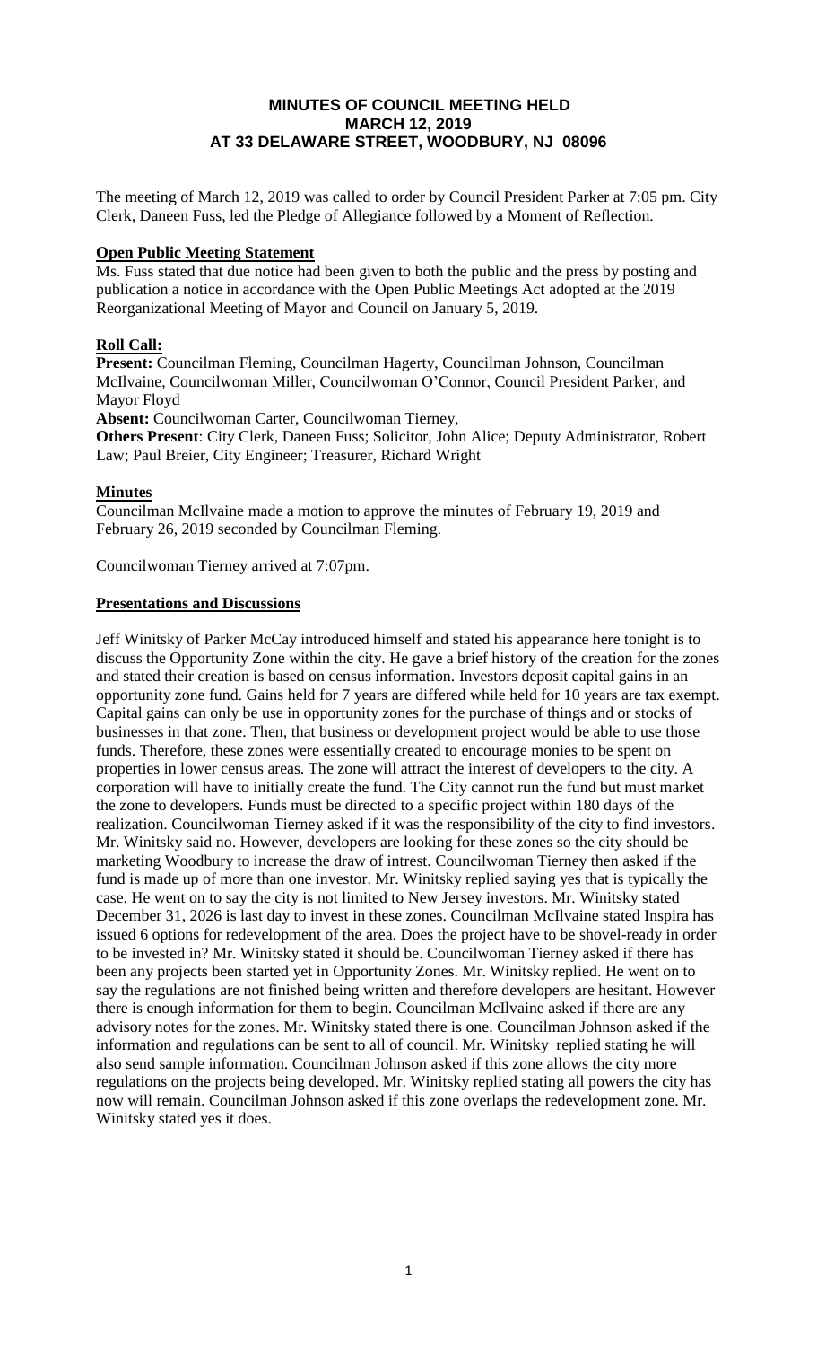# MINUTES OF COUNCIL MEETING HELD
# MARCH 12, 2019
# AT 33 DELAWARE STREET, WOODBURY, NJ 08096

The meeting of March 12, 2019 was called to order by Council President Parker at 7:05 pm. City Clerk, Daneen Fuss, led the Pledge of Allegiance followed by a Moment of Reflection.

**Open Public Meeting Statement**

Ms. Fuss stated that due notice had been given to both the public and the press by posting and publication a notice in accordance with the Open Public Meetings Act adopted at the 2019 Reorganizational Meeting of Mayor and Council on January 5, 2019.

**Roll Call:**

**Present:** Councilman Fleming, Councilman Hagerty, Councilman Johnson, Councilman McIlvaine, Councilwoman Miller, Councilwoman O'Connor, Council President Parker, and Mayor Floyd

**Absent:** Councilwoman Carter, Councilwoman Tierney,

**Others Present**: City Clerk, Daneen Fuss; Solicitor, John Alice; Deputy Administrator, Robert Law; Paul Breier, City Engineer; Treasurer, Richard Wright

**Minutes**

Councilman McIlvaine made a motion to approve the minutes of February 19, 2019 and February 26, 2019 seconded by Councilman Fleming.

Councilwoman Tierney arrived at 7:07pm.

**Presentations and Discussions**

Jeff Winitsky of Parker McCay introduced himself and stated his appearance here tonight is to discuss the Opportunity Zone within the city. He gave a brief history of the creation for the zones and stated their creation is based on census information. Investors deposit capital gains in an opportunity zone fund. Gains held for 7 years are differed while held for 10 years are tax exempt. Capital gains can only be use in opportunity zones for the purchase of things and or stocks of businesses in that zone. Then, that business or development project would be able to use those funds. Therefore, these zones were essentially created to encourage monies to be spent on properties in lower census areas. The zone will attract the interest of developers to the city. A corporation will have to initially create the fund. The City cannot run the fund but must market the zone to developers. Funds must be directed to a specific project within 180 days of the realization. Councilwoman Tierney asked if it was the responsibility of the city to find investors. Mr. Winitsky said no. However, developers are looking for these zones so the city should be marketing Woodbury to increase the draw of intrest. Councilwoman Tierney then asked if the fund is made up of more than one investor. Mr. Winitsky replied saying yes that is typically the case. He went on to say the city is not limited to New Jersey investors. Mr. Winitsky stated December 31, 2026 is last day to invest in these zones. Councilman McIlvaine stated Inspira has issued 6 options for redevelopment of the area. Does the project have to be shovel-ready in order to be invested in? Mr. Winitsky stated it should be. Councilwoman Tierney asked if there has been any projects been started yet in Opportunity Zones. Mr. Winitsky replied. He went on to say the regulations are not finished being written and therefore developers are hesitant. However there is enough information for them to begin. Councilman McIlvaine asked if there are any advisory notes for the zones. Mr. Winitsky stated there is one. Councilman Johnson asked if the information and regulations can be sent to all of council. Mr. Winitsky replied stating he will also send sample information. Councilman Johnson asked if this zone allows the city more regulations on the projects being developed. Mr. Winitsky replied stating all powers the city has now will remain. Councilman Johnson asked if this zone overlaps the redevelopment zone. Mr. Winitsky stated yes it does.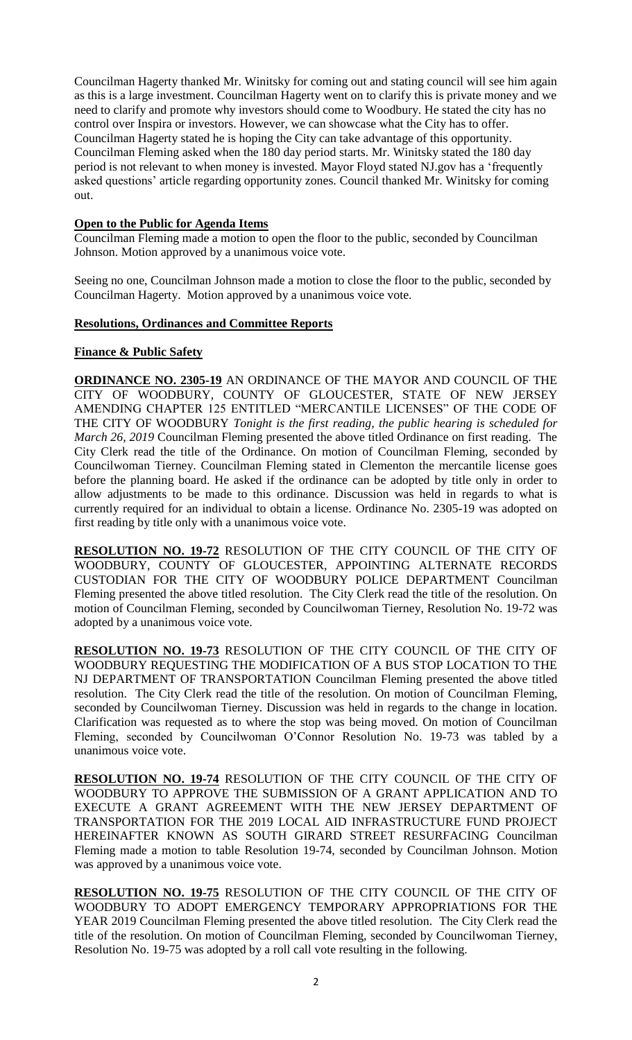Councilman Hagerty thanked Mr. Winitsky for coming out and stating council will see him again as this is a large investment. Councilman Hagerty went on to clarify this is private money and we need to clarify and promote why investors should come to Woodbury. He stated the city has no control over Inspira or investors. However, we can showcase what the City has to offer. Councilman Hagerty stated he is hoping the City can take advantage of this opportunity. Councilman Fleming asked when the 180 day period starts. Mr. Winitsky stated the 180 day period is not relevant to when money is invested. Mayor Floyd stated NJ.gov has a 'frequently asked questions' article regarding opportunity zones. Council thanked Mr. Winitsky for coming out.

**Open to the Public for Agenda Items**

Councilman Fleming made a motion to open the floor to the public, seconded by Councilman Johnson. Motion approved by a unanimous voice vote.

Seeing no one, Councilman Johnson made a motion to close the floor to the public, seconded by Councilman Hagerty. Motion approved by a unanimous voice vote.

**Resolutions, Ordinances and Committee Reports**

**Finance & Public Safety**

**ORDINANCE NO. 2305-19** AN ORDINANCE OF THE MAYOR AND COUNCIL OF THE CITY OF WOODBURY, COUNTY OF GLOUCESTER, STATE OF NEW JERSEY AMENDING CHAPTER 125 ENTITLED "MERCANTILE LICENSES" OF THE CODE OF THE CITY OF WOODBURY *Tonight is the first reading, the public hearing is scheduled for March 26, 2019* Councilman Fleming presented the above titled Ordinance on first reading. The City Clerk read the title of the Ordinance. On motion of Councilman Fleming, seconded by Councilwoman Tierney. Councilman Fleming stated in Clementon the mercantile license goes before the planning board. He asked if the ordinance can be adopted by title only in order to allow adjustments to be made to this ordinance. Discussion was held in regards to what is currently required for an individual to obtain a license. Ordinance No. 2305-19 was adopted on first reading by title only with a unanimous voice vote.

**RESOLUTION NO. 19-72** RESOLUTION OF THE CITY COUNCIL OF THE CITY OF WOODBURY, COUNTY OF GLOUCESTER, APPOINTING ALTERNATE RECORDS CUSTODIAN FOR THE CITY OF WOODBURY POLICE DEPARTMENT Councilman Fleming presented the above titled resolution. The City Clerk read the title of the resolution. On motion of Councilman Fleming, seconded by Councilwoman Tierney, Resolution No. 19-72 was adopted by a unanimous voice vote.

**RESOLUTION NO. 19-73** RESOLUTION OF THE CITY COUNCIL OF THE CITY OF WOODBURY REQUESTING THE MODIFICATION OF A BUS STOP LOCATION TO THE NJ DEPARTMENT OF TRANSPORTATION Councilman Fleming presented the above titled resolution. The City Clerk read the title of the resolution. On motion of Councilman Fleming, seconded by Councilwoman Tierney. Discussion was held in regards to the change in location. Clarification was requested as to where the stop was being moved. On motion of Councilman Fleming, seconded by Councilwoman O'Connor Resolution No. 19-73 was tabled by a unanimous voice vote.

**RESOLUTION NO. 19-74** RESOLUTION OF THE CITY COUNCIL OF THE CITY OF WOODBURY TO APPROVE THE SUBMISSION OF A GRANT APPLICATION AND TO EXECUTE A GRANT AGREEMENT WITH THE NEW JERSEY DEPARTMENT OF TRANSPORTATION FOR THE 2019 LOCAL AID INFRASTRUCTURE FUND PROJECT HEREINAFTER KNOWN AS SOUTH GIRARD STREET RESURFACING Councilman Fleming made a motion to table Resolution 19-74, seconded by Councilman Johnson. Motion was approved by a unanimous voice vote.

**RESOLUTION NO. 19-75** RESOLUTION OF THE CITY COUNCIL OF THE CITY OF WOODBURY TO ADOPT EMERGENCY TEMPORARY APPROPRIATIONS FOR THE YEAR 2019 Councilman Fleming presented the above titled resolution. The City Clerk read the title of the resolution. On motion of Councilman Fleming, seconded by Councilwoman Tierney, Resolution No. 19-75 was adopted by a roll call vote resulting in the following.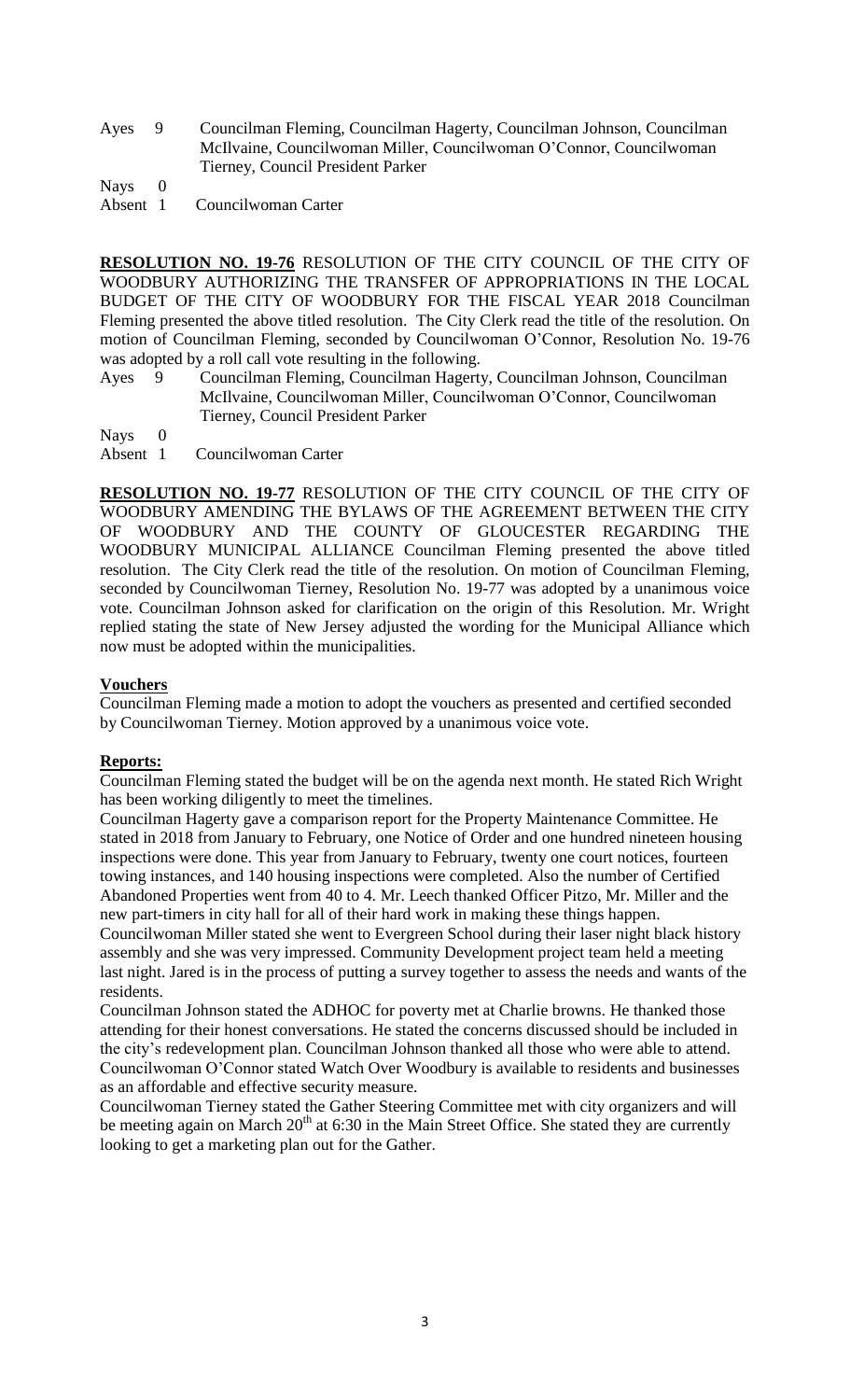Ayes 9 Councilman Fleming, Councilman Hagerty, Councilman Johnson, Councilman McIlvaine, Councilwoman Miller, Councilwoman O'Connor, Councilwoman Tierney, Council President Parker

Nays 0

Absent 1 Councilwoman Carter

**RESOLUTION NO. 19-76** RESOLUTION OF THE CITY COUNCIL OF THE CITY OF WOODBURY AUTHORIZING THE TRANSFER OF APPROPRIATIONS IN THE LOCAL BUDGET OF THE CITY OF WOODBURY FOR THE FISCAL YEAR 2018 Councilman Fleming presented the above titled resolution. The City Clerk read the title of the resolution. On motion of Councilman Fleming, seconded by Councilwoman O'Connor, Resolution No. 19-76 was adopted by a roll call vote resulting in the following.

Ayes 9 Councilman Fleming, Councilman Hagerty, Councilman Johnson, Councilman McIlvaine, Councilwoman Miller, Councilwoman O'Connor, Councilwoman Tierney, Council President Parker

Nays 0

Absent 1 Councilwoman Carter

**RESOLUTION NO. 19-77** RESOLUTION OF THE CITY COUNCIL OF THE CITY OF WOODBURY AMENDING THE BYLAWS OF THE AGREEMENT BETWEEN THE CITY OF WOODBURY AND THE COUNTY OF GLOUCESTER REGARDING THE WOODBURY MUNICIPAL ALLIANCE Councilman Fleming presented the above titled resolution. The City Clerk read the title of the resolution. On motion of Councilman Fleming, seconded by Councilwoman Tierney, Resolution No. 19-77 was adopted by a unanimous voice vote. Councilman Johnson asked for clarification on the origin of this Resolution. Mr. Wright replied stating the state of New Jersey adjusted the wording for the Municipal Alliance which now must be adopted within the municipalities.

**Vouchers**

Councilman Fleming made a motion to adopt the vouchers as presented and certified seconded by Councilwoman Tierney. Motion approved by a unanimous voice vote.

**Reports:**

Councilman Fleming stated the budget will be on the agenda next month. He stated Rich Wright has been working diligently to meet the timelines.

Councilman Hagerty gave a comparison report for the Property Maintenance Committee. He stated in 2018 from January to February, one Notice of Order and one hundred nineteen housing inspections were done. This year from January to February, twenty one court notices, fourteen towing instances, and 140 housing inspections were completed. Also the number of Certified Abandoned Properties went from 40 to 4. Mr. Leech thanked Officer Pitzo, Mr. Miller and the new part-timers in city hall for all of their hard work in making these things happen.

Councilwoman Miller stated she went to Evergreen School during their laser night black history assembly and she was very impressed. Community Development project team held a meeting last night. Jared is in the process of putting a survey together to assess the needs and wants of the residents.

Councilman Johnson stated the ADHOC for poverty met at Charlie browns. He thanked those attending for their honest conversations. He stated the concerns discussed should be included in the city's redevelopment plan. Councilman Johnson thanked all those who were able to attend.

Councilwoman O'Connor stated Watch Over Woodbury is available to residents and businesses as an affordable and effective security measure.

Councilwoman Tierney stated the Gather Steering Committee met with city organizers and will be meeting again on March 20th at 6:30 in the Main Street Office. She stated they are currently looking to get a marketing plan out for the Gather.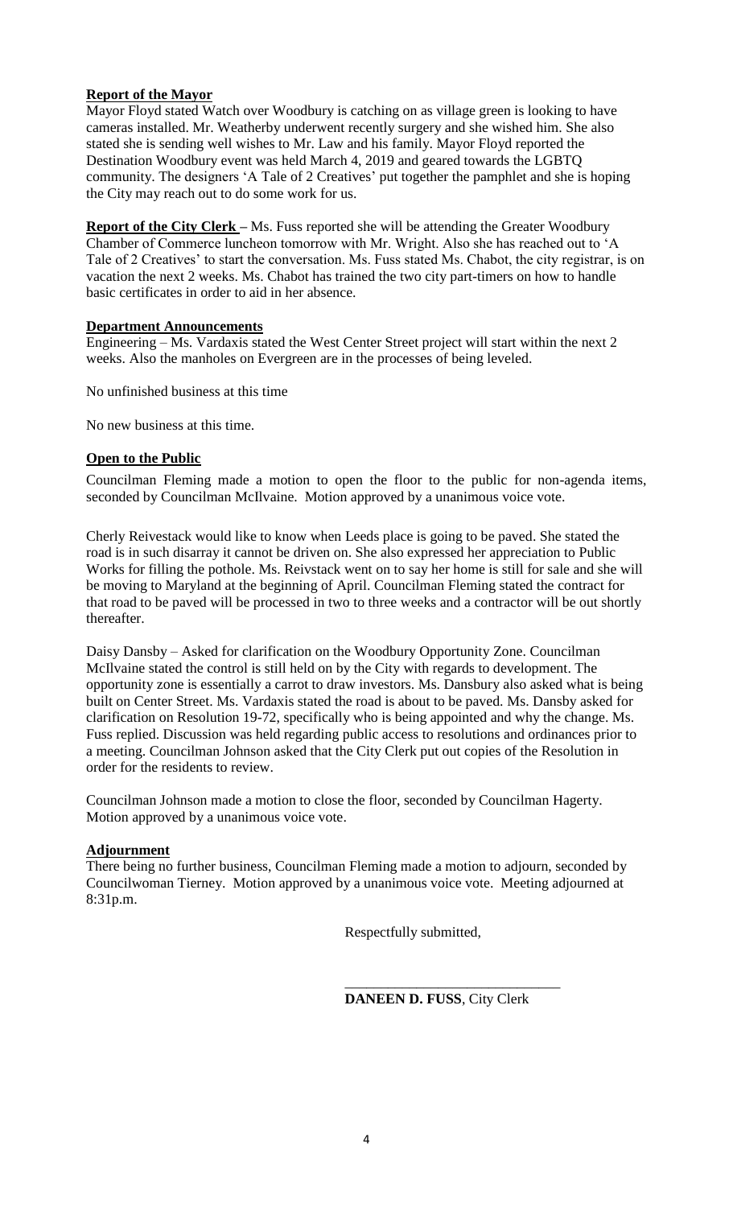**Report of the Mayor**

Mayor Floyd stated Watch over Woodbury is catching on as village green is looking to have cameras installed. Mr. Weatherby underwent recently surgery and she wished him. She also stated she is sending well wishes to Mr. Law and his family. Mayor Floyd reported the Destination Woodbury event was held March 4, 2019 and geared towards the LGBTQ community. The designers 'A Tale of 2 Creatives' put together the pamphlet and she is hoping the City may reach out to do some work for us.

**Report of the City Clerk –** Ms. Fuss reported she will be attending the Greater Woodbury Chamber of Commerce luncheon tomorrow with Mr. Wright. Also she has reached out to 'A Tale of 2 Creatives' to start the conversation. Ms. Fuss stated Ms. Chabot, the city registrar, is on vacation the next 2 weeks. Ms. Chabot has trained the two city part-timers on how to handle basic certificates in order to aid in her absence.

**Department Announcements**

Engineering – Ms. Vardaxis stated the West Center Street project will start within the next 2 weeks. Also the manholes on Evergreen are in the processes of being leveled.

No unfinished business at this time

No new business at this time.

**Open to the Public**

Councilman Fleming made a motion to open the floor to the public for non-agenda items, seconded by Councilman McIlvaine. Motion approved by a unanimous voice vote.

Cherly Reivestack would like to know when Leeds place is going to be paved. She stated the road is in such disarray it cannot be driven on. She also expressed her appreciation to Public Works for filling the pothole. Ms. Reivstack went on to say her home is still for sale and she will be moving to Maryland at the beginning of April. Councilman Fleming stated the contract for that road to be paved will be processed in two to three weeks and a contractor will be out shortly thereafter.

Daisy Dansby – Asked for clarification on the Woodbury Opportunity Zone. Councilman McIlvaine stated the control is still held on by the City with regards to development. The opportunity zone is essentially a carrot to draw investors. Ms. Dansbury also asked what is being built on Center Street. Ms. Vardaxis stated the road is about to be paved. Ms. Dansby asked for clarification on Resolution 19-72, specifically who is being appointed and why the change. Ms. Fuss replied. Discussion was held regarding public access to resolutions and ordinances prior to a meeting. Councilman Johnson asked that the City Clerk put out copies of the Resolution in order for the residents to review.

Councilman Johnson made a motion to close the floor, seconded by Councilman Hagerty. Motion approved by a unanimous voice vote.

**Adjournment**

There being no further business, Councilman Fleming made a motion to adjourn, seconded by Councilwoman Tierney. Motion approved by a unanimous voice vote. Meeting adjourned at 8:31p.m.

Respectfully submitted,

\_\_\_\_\_\_\_\_\_\_\_\_\_\_\_\_\_\_\_\_\_\_\_\_\_\_\_\_\_\_

**DANEEN D. FUSS**, City Clerk